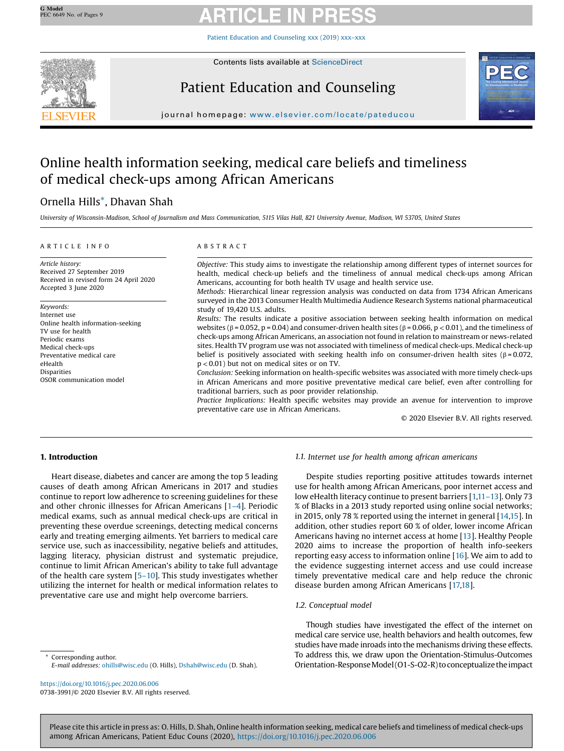# Online health information seeking, medical care beliefs and timeliness of medical check-ups among African Americans

Ornella Hills*, Dhavan Shah

*University of Wisconsin-Madison, School of Journalism and Mass Communication, 5115 Vilas Hall, 821 University Avenue, Madison, WI 53705, United States*

## ARTICLE INFO

*Article history:*
Received 27 September 2019
Received in revised form 24 April 2020
Accepted 3 June 2020

*Keywords:*
Internet use
Online health information-seeking
TV use for health
Periodic exams
Medical check-ups
Preventative medical care
eHealth
Disparities
OSOR communication model

## ABSTRACT

*Objective:* This study aims to investigate the relationship among different types of internet sources for health, medical check-up beliefs and the timeliness of annual medical check-ups among African Americans, accounting for both health TV usage and health service use.

*Methods:* Hierarchical linear regression analysis was conducted on data from 1734 African Americans surveyed in the 2013 Consumer Health Multimedia Audience Research Systems national pharmaceutical study of 19,420 U.S. adults.

*Results:* The results indicate a positive association between seeking health information on medical websites ($\beta = 0.052$, $p = 0.04$) and consumer-driven health sites ($\beta = 0.066$, $p < 0.01$), and the timeliness of check-ups among African Americans, an association not found in relation to mainstream or news-related sites. Health TV program use was not associated with timeliness of medical check-ups. Medical check-up belief is positively associated with seeking health info on consumer-driven health sites ($\beta = 0.072$, $p < 0.01$) but not on medical sites or on TV.

*Conclusion:* Seeking information on health-specific websites was associated with more timely check-ups in African Americans and more positive preventative medical care belief, even after controlling for traditional barriers, such as poor provider relationship.

*Practice Implications:* Health specific websites may provide an avenue for intervention to improve preventative care use in African Americans.

© 2020 Elsevier B.V. All rights reserved.

## 1. Introduction

Heart disease, diabetes and cancer are among the top 5 leading causes of death among African Americans in 2017 and studies continue to report low adherence to screening guidelines for these and other chronic illnesses for African Americans [1–4]. Periodic medical exams, such as annual medical check-ups are critical in preventing these overdue screenings, detecting medical concerns early and treating emerging ailments. Yet barriers to medical care service use, such as inaccessibility, negative beliefs and attitudes, lagging literacy, physician distrust and systematic prejudice, continue to limit African American's ability to take full advantage of the health care system [5–10]. This study investigates whether utilizing the internet for health or medical information relates to preventative care use and might help overcome barriers.

### 1.1. Internet use for health among african americans

Despite studies reporting positive attitudes towards internet use for health among African Americans, poor internet access and low eHealth literacy continue to present barriers [1,11–13]. Only 73 % of Blacks in a 2013 study reported using online social networks; in 2015, only 78 % reported using the internet in general [14,15]. In addition, other studies report 60 % of older, lower income African Americans having no internet access at home [13]. Healthy People 2020 aims to increase the proportion of health info-seekers reporting easy access to information online [16]. We aim to add to the evidence suggesting internet access and use could increase timely preventative medical care and help reduce the chronic disease burden among African Americans [17,18].

### 1.2. Conceptual model

Though studies have investigated the effect of the internet on medical care service use, health behaviors and health outcomes, few studies have made inroads into the mechanisms driving these effects. To address this, we draw upon the Orientation-Stimulus-Outcomes Orientation-Response Model (O1-S-O2-R) to conceptualize the impact

\* Corresponding author.
*E-mail addresses:* ohills@wisc.edu (O. Hills), Dshah@wisc.edu (D. Shah).

https://doi.org/10.1016/j.pec.2020.06.006
0738-3991/© 2020 Elsevier B.V. All rights reserved.

Please cite this article in press as: O. Hills, D. Shah, Online health information seeking, medical care beliefs and timeliness of medical check-ups among African Americans, Patient Educ Couns (2020), https://doi.org/10.1016/j.pec.2020.06.006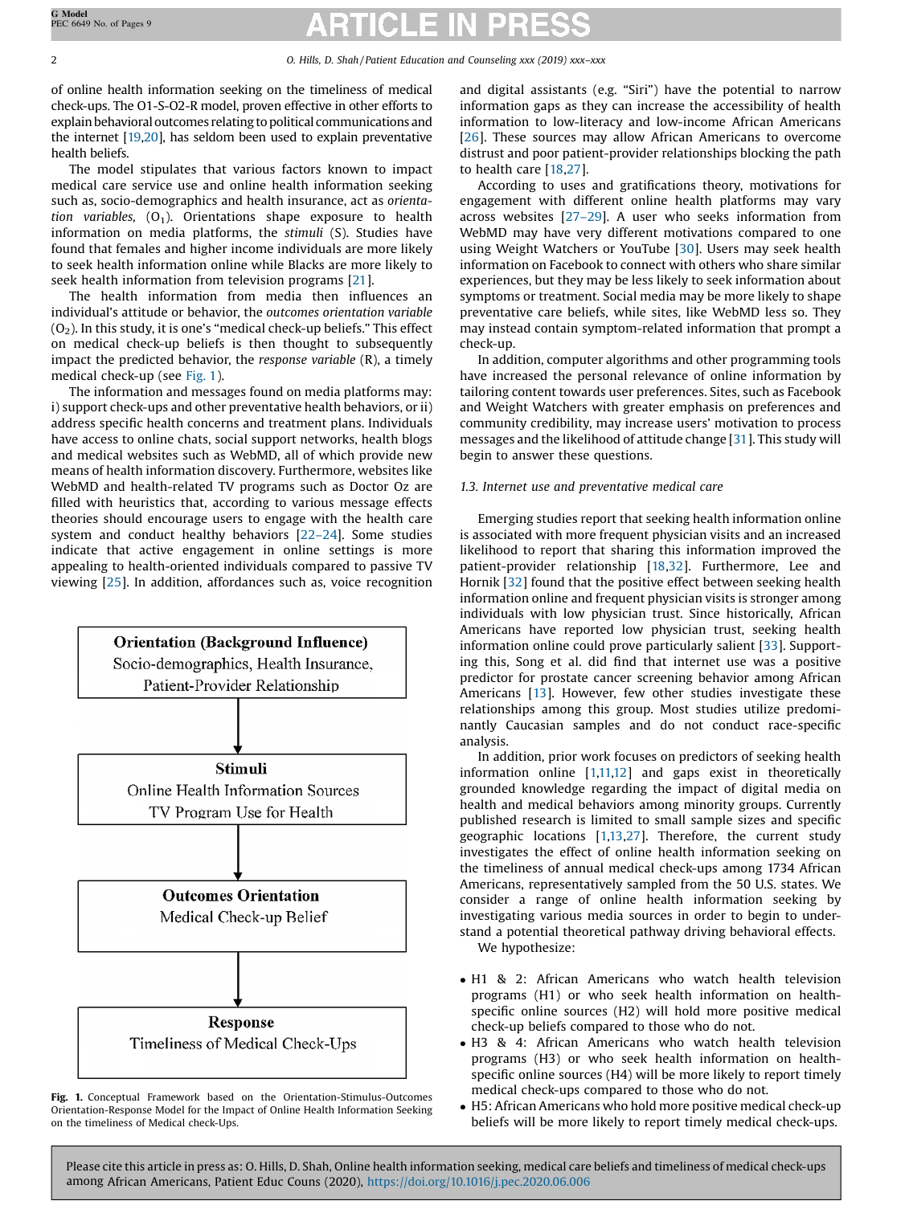of online health information seeking on the timeliness of medical check-ups. The O1-S-O2-R model, proven effective in other efforts to explain behavioral outcomes relating to political communications and the internet [19,20], has seldom been used to explain preventative health beliefs.

The model stipulates that various factors known to impact medical care service use and online health information seeking such as, socio-demographics and health insurance, act as *orientation variables*, ($O_1$). Orientations shape exposure to health information on media platforms, the *stimuli* (S). Studies have found that females and higher income individuals are more likely to seek health information online while Blacks are more likely to seek health information from television programs [21].

The health information from media then influences an individual's attitude or behavior, the *outcomes orientation variable* ($O_2$). In this study, it is one's "medical check-up beliefs." This effect on medical check-up beliefs is then thought to subsequently impact the predicted behavior, the *response variable* (R), a timely medical check-up (see Fig. 1).

The information and messages found on media platforms may: i) support check-ups and other preventative health behaviors, or ii) address specific health concerns and treatment plans. Individuals have access to online chats, social support networks, health blogs and medical websites such as WebMD, all of which provide new means of health information discovery. Furthermore, websites like WebMD and health-related TV programs such as Doctor Oz are filled with heuristics that, according to various message effects theories should encourage users to engage with the health care system and conduct healthy behaviors [22–24]. Some studies indicate that active engagement in online settings is more appealing to health-oriented individuals compared to passive TV viewing [25]. In addition, affordances such as, voice recognition

**Orientation (Background Influence)**
Socio-demographics, Health Insurance, Patient-Provider Relationship

↓

**Stimuli**
Online Health Information Sources
TV Program Use for Health

↓

**Outcomes Orientation**
Medical Check-up Belief

↓

**Response**
Timeliness of Medical Check-Ups

**Fig. 1.** Conceptual Framework based on the Orientation-Stimulus-Outcomes Orientation-Response Model for the Impact of Online Health Information Seeking on the timeliness of Medical check-Ups.

and digital assistants (e.g. "Siri") have the potential to narrow information gaps as they can increase the accessibility of health information to low-literacy and low-income African Americans [26]. These sources may allow African Americans to overcome distrust and poor patient-provider relationships blocking the path to health care [18,27].

According to uses and gratifications theory, motivations for engagement with different online health platforms may vary across websites [27–29]. A user who seeks information from WebMD may have very different motivations compared to one using Weight Watchers or YouTube [30]. Users may seek health information on Facebook to connect with others who share similar experiences, but they may be less likely to seek information about symptoms or treatment. Social media may be more likely to shape preventative care beliefs, while sites, like WebMD less so. They may instead contain symptom-related information that prompt a check-up.

In addition, computer algorithms and other programming tools have increased the personal relevance of online information by tailoring content towards user preferences. Sites, such as Facebook and Weight Watchers with greater emphasis on preferences and community credibility, may increase users' motivation to process messages and the likelihood of attitude change [31]. This study will begin to answer these questions.

### 1.3. Internet use and preventative medical care

Emerging studies report that seeking health information online is associated with more frequent physician visits and an increased likelihood to report that sharing this information improved the patient-provider relationship [18,32]. Furthermore, Lee and Hornik [32] found that the positive effect between seeking health information online and frequent physician visits is stronger among individuals with low physician trust. Since historically, African Americans have reported low physician trust, seeking health information online could prove particularly salient [33]. Supporting this, Song et al. did find that internet use was a positive predictor for prostate cancer screening behavior among African Americans [13]. However, few other studies investigate these relationships among this group. Most studies utilize predominantly Caucasian samples and do not conduct race-specific analysis.

In addition, prior work focuses on predictors of seeking health information online [1,11,12] and gaps exist in theoretically grounded knowledge regarding the impact of digital media on health and medical behaviors among minority groups. Currently published research is limited to small sample sizes and specific geographic locations [1,13,27]. Therefore, the current study investigates the effect of online health information seeking on the timeliness of annual medical check-ups among 1734 African Americans, representatively sampled from the 50 U.S. states. We consider a range of online health information seeking by investigating various media sources in order to begin to understand a potential theoretical pathway driving behavioral effects.

We hypothesize:

- H1 & 2: African Americans who watch health television programs (H1) or who seek health information on health-specific online sources (H2) will hold more positive medical check-up beliefs compared to those who do not.
- H3 & 4: African Americans who watch health television programs (H3) or who seek health information on health-specific online sources (H4) will be more likely to report timely medical check-ups compared to those who do not.
- H5: African Americans who hold more positive medical check-up beliefs will be more likely to report timely medical check-ups.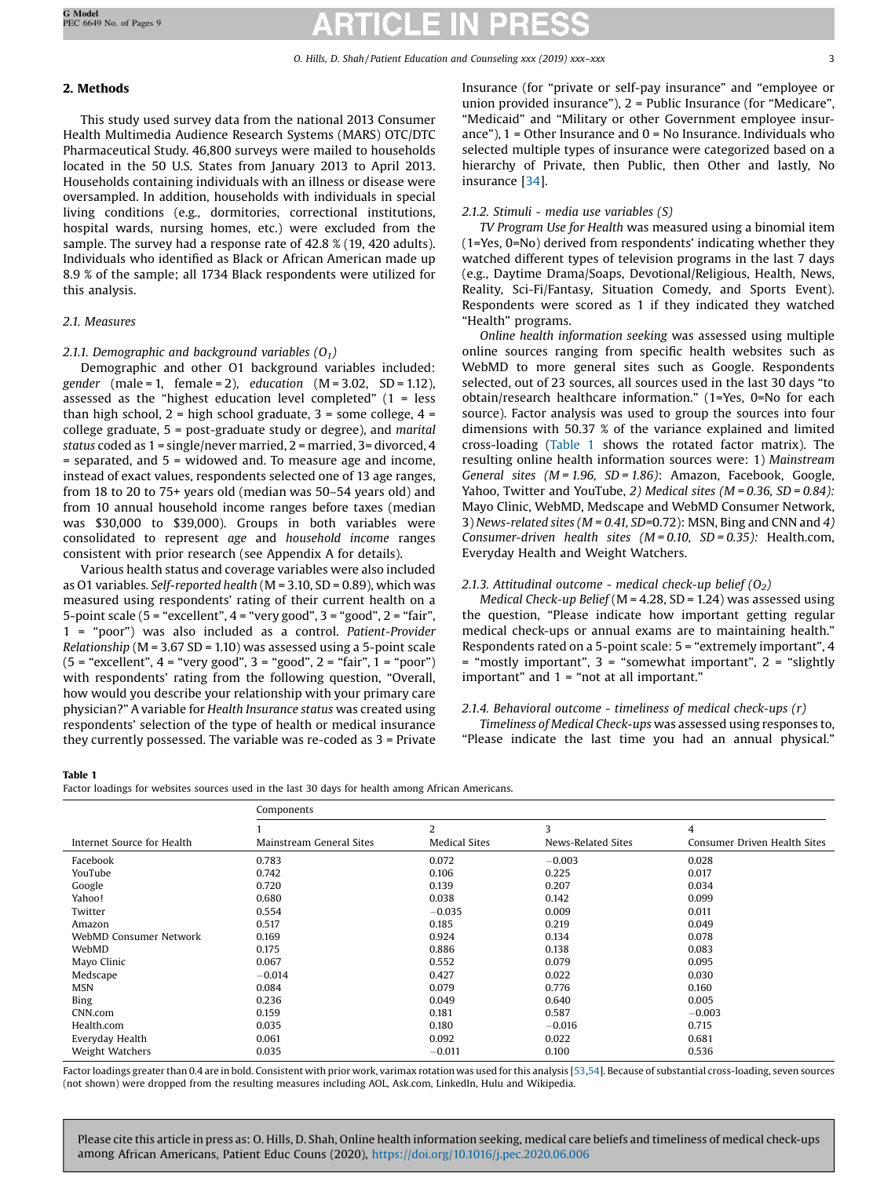## 2. Methods

This study used survey data from the national 2013 Consumer Health Multimedia Audience Research Systems (MARS) OTC/DTC Pharmaceutical Study. 46,800 surveys were mailed to households located in the 50 U.S. States from January 2013 to April 2013. Households containing individuals with an illness or disease were oversampled. In addition, households with individuals in special living conditions (e.g., dormitories, correctional institutions, hospital wards, nursing homes, etc.) were excluded from the sample. The survey had a response rate of 42.8 % (19, 420 adults). Individuals who identified as Black or African American made up 8.9 % of the sample; all 1734 Black respondents were utilized for this analysis.

### 2.1. Measures

#### 2.1.1. Demographic and background variables ($O_1$)

Demographic and other O1 background variables included: *gender* (male = 1, female = 2), *education* (M = 3.02, SD = 1.12), assessed as the "highest education level completed" (1 = less than high school, 2 = high school graduate, 3 = some college, 4 = college graduate, 5 = post-graduate study or degree), and *marital status* coded as 1 = single/never married, 2 = married, 3= divorced, 4 = separated, and 5 = widowed and. To measure age and income, instead of exact values, respondents selected one of 13 age ranges, from 18 to 20 to 75+ years old (median was 50–54 years old) and from 10 annual household income ranges before taxes (median was $30,000 to $39,000). Groups in both variables were consolidated to represent *age* and *household income* ranges consistent with prior research (see Appendix A for details).

Various health status and coverage variables were also included as O1 variables. *Self-reported health* (M = 3.10, SD = 0.89), which was measured using respondents' rating of their current health on a 5-point scale (5 = "excellent", 4 = "very good", 3 = "good", 2 = "fair", 1 = "poor") was also included as a control. *Patient-Provider Relationship* (M = 3.67 SD = 1.10) was assessed using a 5-point scale (5 = "excellent", 4 = "very good", 3 = "good", 2 = "fair", 1 = "poor") with respondents' rating from the following question, "Overall, how would you describe your relationship with your primary care physician?" A variable for *Health Insurance status* was created using respondents' selection of the type of health or medical insurance they currently possessed. The variable was re-coded as 3 = Private Insurance (for "private or self-pay insurance" and "employee or union provided insurance"), 2 = Public Insurance (for "Medicare", "Medicaid" and "Military or other Government employee insurance"), 1 = Other Insurance and 0 = No Insurance. Individuals who selected multiple types of insurance were categorized based on a hierarchy of Private, then Public, then Other and lastly, No insurance [34].

#### 2.1.2. Stimuli - media use variables (S)

*TV Program Use for Health* was measured using a binomial item (1=Yes, 0=No) derived from respondents' indicating whether they watched different types of television programs in the last 7 days (e.g., Daytime Drama/Soaps, Devotional/Religious, Health, News, Reality, Sci-Fi/Fantasy, Situation Comedy, and Sports Event). Respondents were scored as 1 if they indicated they watched "Health" programs.

*Online health information seeking* was assessed using multiple online sources ranging from specific health websites such as WebMD to more general sites such as Google. Respondents selected, out of 23 sources, all sources used in the last 30 days "to obtain/research healthcare information." (1=Yes, 0=No for each source). Factor analysis was used to group the sources into four dimensions with 50.37 % of the variance explained and limited cross-loading (Table 1 shows the rotated factor matrix). The resulting online health information sources were: 1) *Mainstream General sites (M = 1.96, SD = 1.86)*: Amazon, Facebook, Google, Yahoo, Twitter and YouTube, *2) Medical sites (M = 0.36, SD = 0.84):* Mayo Clinic, WebMD, Medscape and WebMD Consumer Network, 3) *News-related sites (M = 0.41, SD=*0.72): MSN, Bing and CNN and *4) Consumer-driven health sites (M = 0.10, SD = 0.35):* Health.com, Everyday Health and Weight Watchers.

#### 2.1.3. Attitudinal outcome - medical check-up belief ($O_2$)

*Medical Check-up Belief* (M = 4.28, SD = 1.24) was assessed using the question, "Please indicate how important getting regular medical check-ups or annual exams are to maintaining health." Respondents rated on a 5-point scale: 5 = "extremely important", 4 = "mostly important", 3 = "somewhat important", 2 = "slightly important" and 1 = "not at all important."

#### 2.1.4. Behavioral outcome - timeliness of medical check-ups (r)

*Timeliness of Medical Check-ups* was assessed using responses to, "Please indicate the last time you had an annual physical."

**Table 1**
Factor loadings for websites sources used in the last 30 days for health among African Americans.

| | Components | | | |
|---|---|---|---|---|
| | 1 | 2 | 3 | 4 |
| Internet Source for Health | Mainstream General Sites | Medical Sites | News-Related Sites | Consumer Driven Health Sites |
| Facebook | **0.783** | 0.072 | −0.003 | 0.028 |
| YouTube | **0.742** | 0.106 | 0.225 | 0.017 |
| Google | **0.720** | 0.139 | 0.207 | 0.034 |
| Yahoo! | **0.680** | 0.038 | 0.142 | 0.099 |
| Twitter | **0.554** | −0.035 | 0.009 | 0.011 |
| Amazon | **0.517** | 0.185 | 0.219 | 0.049 |
| WebMD Consumer Network | 0.169 | **0.924** | 0.134 | 0.078 |
| WebMD | 0.175 | **0.886** | 0.138 | 0.083 |
| Mayo Clinic | 0.067 | **0.552** | 0.079 | 0.095 |
| Medscape | −0.014 | **0.427** | 0.022 | 0.030 |
| MSN | 0.084 | 0.079 | **0.776** | 0.160 |
| Bing | 0.236 | 0.049 | **0.640** | 0.005 |
| CNN.com | 0.159 | 0.181 | **0.587** | −0.003 |
| Health.com | 0.035 | 0.180 | −0.016 | **0.715** |
| Everyday Health | 0.061 | 0.092 | 0.022 | **0.681** |
| Weight Watchers | 0.035 | −0.011 | 0.100 | **0.536** |

Factor loadings greater than 0.4 are in bold. Consistent with prior work, varimax rotation was used for this analysis [53,54]. Because of substantial cross-loading, seven sources (not shown) were dropped from the resulting measures including AOL, Ask.com, LinkedIn, Hulu and Wikipedia.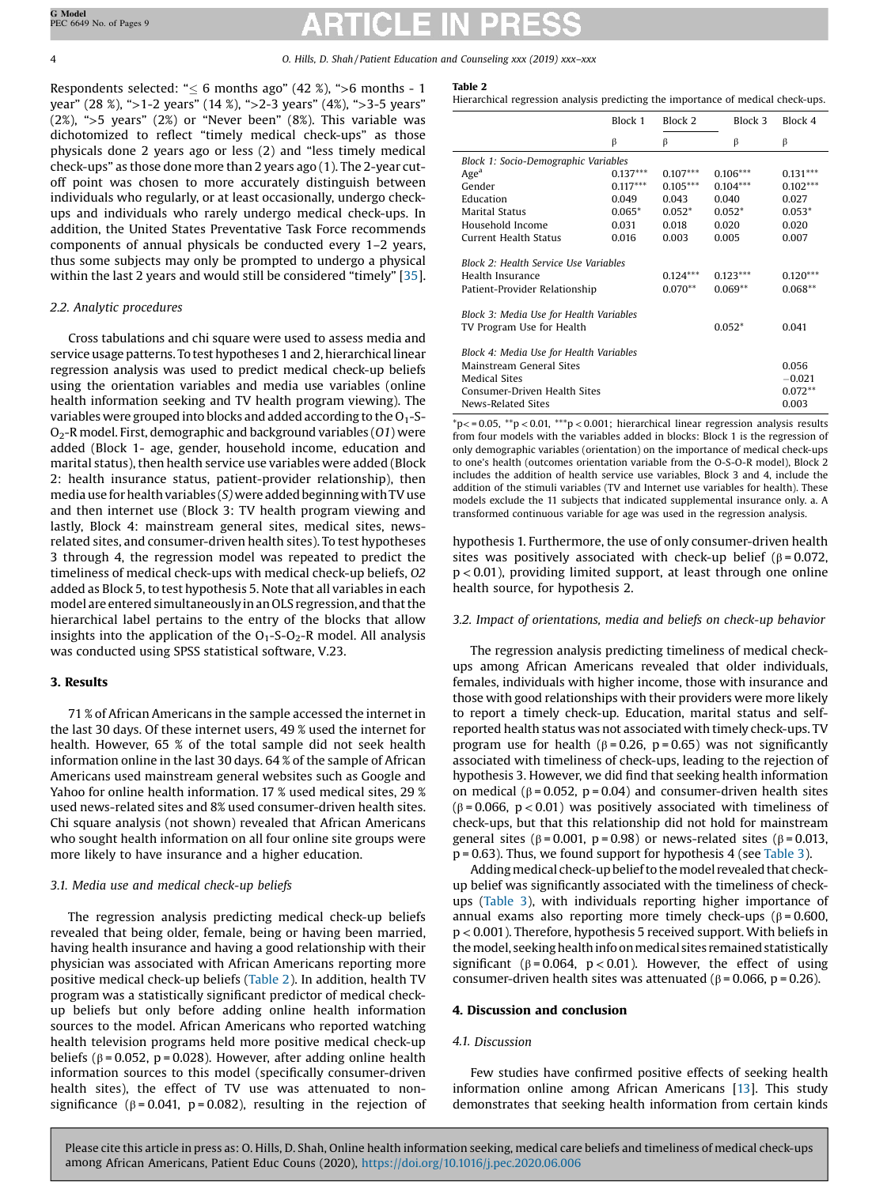Respondents selected: "≤ 6 months ago" (42 %), ">6 months - 1 year" (28 %), ">1-2 years" (14 %), ">2-3 years" (4%), ">3-5 years" (2%), ">5 years" (2%) or "Never been" (8%). This variable was dichotomized to reflect "timely medical check-ups" as those physicals done 2 years ago or less (2) and "less timely medical check-ups" as those done more than 2 years ago (1). The 2-year cut-off point was chosen to more accurately distinguish between individuals who regularly, or at least occasionally, undergo check-ups and individuals who rarely undergo medical check-ups. In addition, the United States Preventative Task Force recommends components of annual physicals be conducted every 1–2 years, thus some subjects may only be prompted to undergo a physical within the last 2 years and would still be considered "timely" [35].

### 2.2. Analytic procedures

Cross tabulations and chi square were used to assess media and service usage patterns. To test hypotheses 1 and 2, hierarchical linear regression analysis was used to predict medical check-up beliefs using the orientation variables and media use variables (online health information seeking and TV health program viewing). The variables were grouped into blocks and added according to the $O_1$-S-$O_2$-R model. First, demographic and background variables (*O1*) were added (Block 1- age, gender, household income, education and marital status), then health service use variables were added (Block 2: health insurance status, patient-provider relationship), then media use for health variables (*S*) were added beginning with TV use and then internet use (Block 3: TV health program viewing and lastly, Block 4: mainstream general sites, medical sites, news-related sites, and consumer-driven health sites). To test hypotheses 3 through 4, the regression model was repeated to predict the timeliness of medical check-ups with medical check-up beliefs, *O2* added as Block 5, to test hypothesis 5. Note that all variables in each model are entered simultaneously in an OLS regression, and that the hierarchical label pertains to the entry of the blocks that allow insights into the application of the $O_1$-S-$O_2$-R model. All analysis was conducted using SPSS statistical software, V.23.

## 3. Results

71 % of African Americans in the sample accessed the internet in the last 30 days. Of these internet users, 49 % used the internet for health. However, 65 % of the total sample did not seek health information online in the last 30 days. 64 % of the sample of African Americans used mainstream general websites such as Google and Yahoo for online health information. 17 % used medical sites, 29 % used news-related sites and 8% used consumer-driven health sites. Chi square analysis (not shown) revealed that African Americans who sought health information on all four online site groups were more likely to have insurance and a higher education.

### 3.1. Media use and medical check-up beliefs

The regression analysis predicting medical check-up beliefs revealed that being older, female, being or having been married, having health insurance and having a good relationship with their physician was associated with African Americans reporting more positive medical check-up beliefs (Table 2). In addition, health TV program was a statistically significant predictor of medical check-up beliefs but only before adding online health information sources to the model. African Americans who reported watching health television programs held more positive medical check-up beliefs (β = 0.052, p = 0.028). However, after adding online health information sources to this model (specifically consumer-driven health sites), the effect of TV use was attenuated to non-significance (β = 0.041, p = 0.082), resulting in the rejection of hypothesis 1. Furthermore, the use of only consumer-driven health sites was positively associated with check-up belief (β = 0.072, p < 0.01), providing limited support, at least through one online health source, for hypothesis 2.

**Table 2**
Hierarchical regression analysis predicting the importance of medical check-ups.

| | Block 1 | Block 2 | Block 3 | Block 4 |
|---|---|---|---|---|
| | β | β | β | β |
| *Block 1: Socio-Demographic Variables* | | | | |
| Age[a] | 0.137*** | 0.107*** | 0.106*** | 0.131*** |
| Gender | 0.117*** | 0.105*** | 0.104*** | 0.102*** |
| Education | 0.049 | 0.043 | 0.040 | 0.027 |
| Marital Status | 0.065* | 0.052* | 0.052* | 0.053* |
| Household Income | 0.031 | 0.018 | 0.020 | 0.020 |
| Current Health Status | 0.016 | 0.003 | 0.005 | 0.007 |
| *Block 2: Health Service Use Variables* | | | | |
| Health Insurance | | 0.124*** | 0.123*** | 0.120*** |
| Patient-Provider Relationship | | 0.070** | 0.069** | 0.068** |
| *Block 3: Media Use for Health Variables* | | | | |
| TV Program Use for Health | | | 0.052* | 0.041 |
| *Block 4: Media Use for Health Variables* | | | | |
| Mainstream General Sites | | | | 0.056 |
| Medical Sites | | | | −0.021 |
| Consumer-Driven Health Sites | | | | 0.072** |
| News-Related Sites | | | | 0.003 |

*p< = 0.05, **p < 0.01, ***p < 0.001; hierarchical linear regression analysis results from four models with the variables added in blocks: Block 1 is the regression of only demographic variables (orientation) on the importance of medical check-ups to one's health (outcomes orientation variable from the O-S-O-R model), Block 2 includes the addition of health service use variables, Block 3 and 4, include the addition of the stimuli variables (TV and Internet use variables for health). These models exclude the 11 subjects that indicated supplemental insurance only. a. A transformed continuous variable for age was used in the regression analysis.

### 3.2. Impact of orientations, media and beliefs on check-up behavior

The regression analysis predicting timeliness of medical check-ups among African Americans revealed that older individuals, females, individuals with higher income, those with insurance and those with good relationships with their providers were more likely to report a timely check-up. Education, marital status and self-reported health status was not associated with timely check-ups. TV program use for health (β = 0.26, p = 0.65) was not significantly associated with timeliness of check-ups, leading to the rejection of hypothesis 3. However, we did find that seeking health information on medical (β = 0.052, p = 0.04) and consumer-driven health sites (β = 0.066, p < 0.01) was positively associated with timeliness of check-ups, but that this relationship did not hold for mainstream general sites (β = 0.001, p = 0.98) or news-related sites (β = 0.013, p = 0.63). Thus, we found support for hypothesis 4 (see Table 3).

Adding medical check-up belief to the model revealed that check-up belief was significantly associated with the timeliness of check-ups (Table 3), with individuals reporting higher importance of annual exams also reporting more timely check-ups (β = 0.600, p < 0.001). Therefore, hypothesis 5 received support. With beliefs in the model, seeking health info on medical sites remained statistically significant (β = 0.064, p < 0.01). However, the effect of using consumer-driven health sites was attenuated (β = 0.066, p = 0.26).

## 4. Discussion and conclusion

### 4.1. Discussion

Few studies have confirmed positive effects of seeking health information online among African Americans [13]. This study demonstrates that seeking health information from certain kinds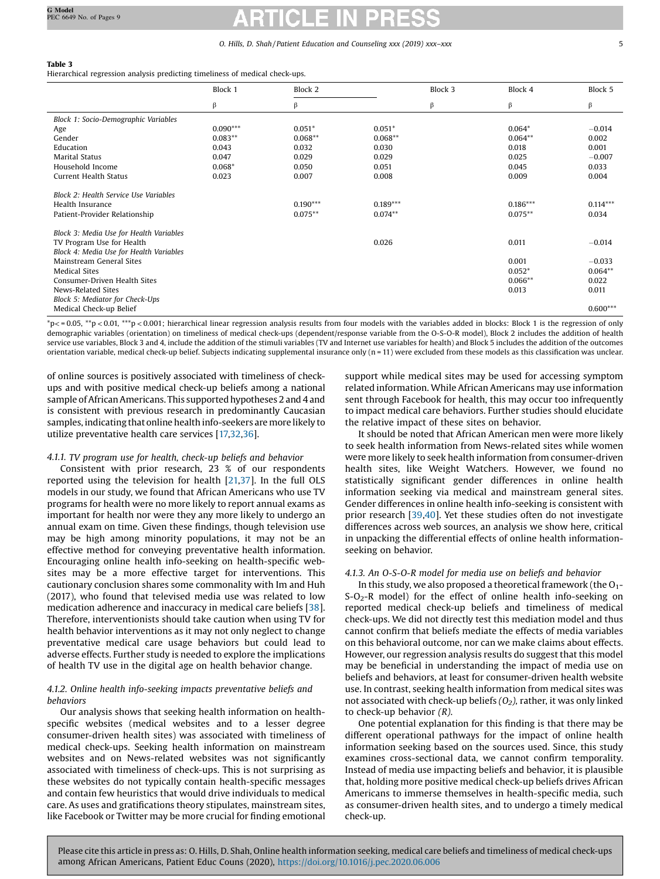**Table 3**
Hierarchical regression analysis predicting timeliness of medical check-ups.

| | Block 1 | Block 2 | | Block 3 | Block 4 | Block 5 |
|---|---|---|---|---|---|---|
| | β | β | | β | β | β |
| *Block 1: Socio-Demographic Variables* | | | | | | |
| Age | 0.090*** | 0.051* | 0.051* | | 0.064* | −0.014 |
| Gender | 0.083** | 0.068** | 0.068** | | 0.064** | 0.002 |
| Education | 0.043 | 0.032 | 0.030 | | 0.018 | 0.001 |
| Marital Status | 0.047 | 0.029 | 0.029 | | 0.025 | −0.007 |
| Household Income | 0.068* | 0.050 | 0.051 | | 0.045 | 0.033 |
| Current Health Status | 0.023 | 0.007 | 0.008 | | 0.009 | 0.004 |
| *Block 2: Health Service Use Variables* | | | | | | |
| Health Insurance | | 0.190*** | 0.189*** | | 0.186*** | 0.114*** |
| Patient-Provider Relationship | | 0.075** | 0.074** | | 0.075** | 0.034 |
| *Block 3: Media Use for Health Variables* | | | | | | |
| TV Program Use for Health | | | 0.026 | | 0.011 | −0.014 |
| *Block 4: Media Use for Health Variables* | | | | | | |
| Mainstream General Sites | | | | | 0.001 | −0.033 |
| Medical Sites | | | | | 0.052* | 0.064** |
| Consumer-Driven Health Sites | | | | | 0.066** | 0.022 |
| News-Related Sites | | | | | 0.013 | 0.011 |
| *Block 5: Mediator for Check-Ups* | | | | | | |
| Medical Check-up Belief | | | | | | 0.600*** |

*p< = 0.05, **p < 0.01, ***p < 0.001; hierarchical linear regression analysis results from four models with the variables added in blocks: Block 1 is the regression of only demographic variables (orientation) on timeliness of medical check-ups (dependent/response variable from the O-S-O-R model), Block 2 includes the addition of health service use variables, Block 3 and 4, include the addition of the stimuli variables (TV and Internet use variables for health) and Block 5 includes the addition of the outcomes orientation variable, medical check-up belief. Subjects indicating supplemental insurance only (n = 11) were excluded from these models as this classification was unclear.

of online sources is positively associated with timeliness of check-ups and with positive medical check-up beliefs among a national sample of African Americans. This supported hypotheses 2 and 4 and is consistent with previous research in predominantly Caucasian samples, indicating that online health info-seekers are more likely to utilize preventative health care services [17,32,36].

#### 4.1.1. TV program use for health, check-up beliefs and behavior

Consistent with prior research, 23 % of our respondents reported using the television for health [21,37]. In the full OLS models in our study, we found that African Americans who use TV programs for health were no more likely to report annual exams as important for health nor were they any more likely to undergo an annual exam on time. Given these findings, though television use may be high among minority populations, it may not be an effective method for conveying preventative health information. Encouraging online health info-seeking on health-specific websites may be a more effective target for interventions. This cautionary conclusion shares some commonality with Im and Huh (2017), who found that televised media use was related to low medication adherence and inaccuracy in medical care beliefs [38]. Therefore, interventionists should take caution when using TV for health behavior interventions as it may not only neglect to change preventative medical care usage behaviors but could lead to adverse effects. Further study is needed to explore the implications of health TV use in the digital age on health behavior change.

#### 4.1.2. Online health info-seeking impacts preventative beliefs and behaviors

Our analysis shows that seeking health information on health-specific websites (medical websites and to a lesser degree consumer-driven health sites) was associated with timeliness of medical check-ups. Seeking health information on mainstream websites and on News-related websites was not significantly associated with timeliness of check-ups. This is not surprising as these websites do not typically contain health-specific messages and contain few heuristics that would drive individuals to medical care. As uses and gratifications theory stipulates, mainstream sites, like Facebook or Twitter may be more crucial for finding emotional support while medical sites may be used for accessing symptom related information. While African Americans may use information sent through Facebook for health, this may occur too infrequently to impact medical care behaviors. Further studies should elucidate the relative impact of these sites on behavior.

It should be noted that African American men were more likely to seek health information from News-related sites while women were more likely to seek health information from consumer-driven health sites, like Weight Watchers. However, we found no statistically significant gender differences in online health information seeking via medical and mainstream general sites. Gender differences in online health info-seeking is consistent with prior research [39,40]. Yet these studies often do not investigate differences across web sources, an analysis we show here, critical in unpacking the differential effects of online health information-seeking on behavior.

#### 4.1.3. An O-S-O-R model for media use on beliefs and behavior

In this study, we also proposed a theoretical framework (the $O_1$-S-$O_2$-R model) for the effect of online health info-seeking on reported medical check-up beliefs and timeliness of medical check-ups. We did not directly test this mediation model and thus cannot confirm that beliefs mediate the effects of media variables on this behavioral outcome, nor can we make claims about effects. However, our regression analysis results do suggest that this model may be beneficial in understanding the impact of media use on beliefs and behaviors, at least for consumer-driven health website use. In contrast, seeking health information from medical sites was not associated with check-up beliefs *($O_2$)*, rather, it was only linked to check-up behavior *(R)*.

One potential explanation for this finding is that there may be different operational pathways for the impact of online health information seeking based on the sources used. Since, this study examines cross-sectional data, we cannot confirm temporality. Instead of media use impacting beliefs and behavior, it is plausible that, holding more positive medical check-up beliefs drives African Americans to immerse themselves in health-specific media, such as consumer-driven health sites, and to undergo a timely medical check-up.

Please cite this article in press as: O. Hills, D. Shah, Online health information seeking, medical care beliefs and timeliness of medical check-ups among African Americans, Patient Educ Couns (2020), https://doi.org/10.1016/j.pec.2020.06.006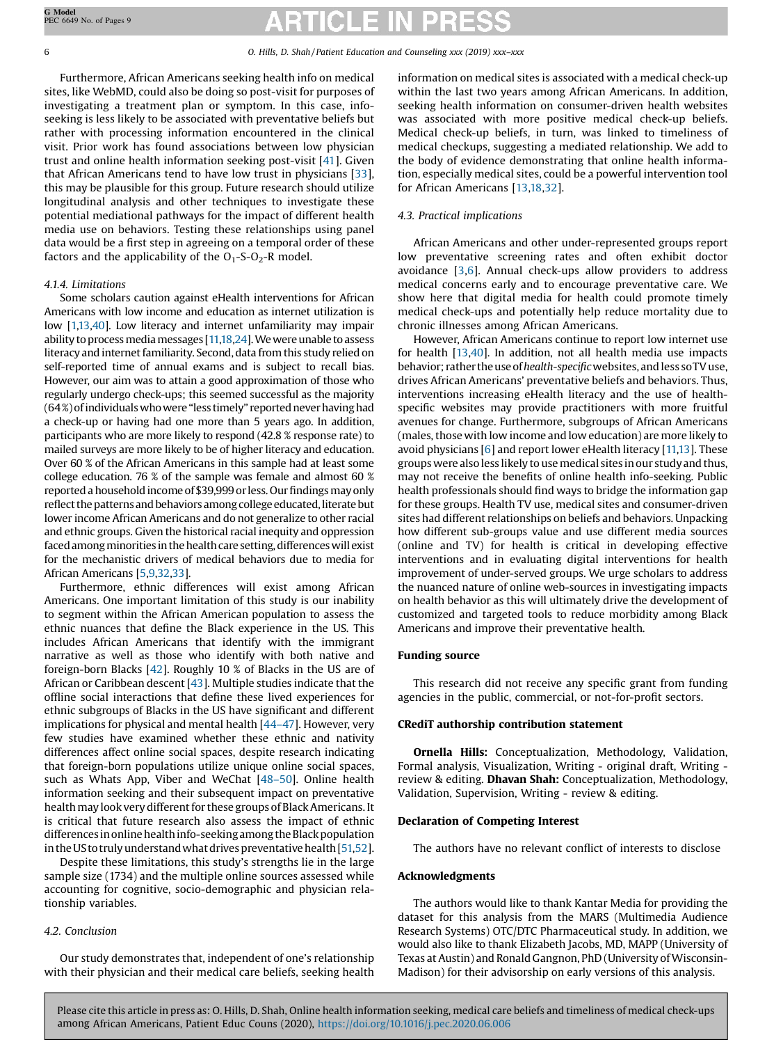Furthermore, African Americans seeking health info on medical sites, like WebMD, could also be doing so post-visit for purposes of investigating a treatment plan or symptom. In this case, info-seeking is less likely to be associated with preventative beliefs but rather with processing information encountered in the clinical visit. Prior work has found associations between low physician trust and online health information seeking post-visit [41]. Given that African Americans tend to have low trust in physicians [33], this may be plausible for this group. Future research should utilize longitudinal analysis and other techniques to investigate these potential mediational pathways for the impact of different health media use on behaviors. Testing these relationships using panel data would be a first step in agreeing on a temporal order of these factors and the applicability of the $O_1$-S-$O_2$-R model.

#### 4.1.4. Limitations

Some scholars caution against eHealth interventions for African Americans with low income and education as internet utilization is low [1,13,40]. Low literacy and internet unfamiliarity may impair ability to process media messages [11,18,24]. We were unable to assess literacy and internet familiarity. Second, data from this study relied on self-reported time of annual exams and is subject to recall bias. However, our aim was to attain a good approximation of those who regularly undergo check-ups; this seemed successful as the majority (64%) of individuals who were "less timely" reported never having had a check-up or having had one more than 5 years ago. In addition, participants who are more likely to respond (42.8 % response rate) to mailed surveys are more likely to be of higher literacy and education. Over 60 % of the African Americans in this sample had at least some college education. 76 % of the sample was female and almost 60 % reported a household income of $39,999 or less. Our findings may only reflect the patterns and behaviors among college educated, literate but lower income African Americans and do not generalize to other racial and ethnic groups. Given the historical racial inequity and oppression faced among minorities in the health care setting, differences will exist for the mechanistic drivers of medical behaviors due to media for African Americans [5,9,32,33].

Furthermore, ethnic differences will exist among African Americans. One important limitation of this study is our inability to segment within the African American population to assess the ethnic nuances that define the Black experience in the US. This includes African Americans that identify with the immigrant narrative as well as those who identify with both native and foreign-born Blacks [42]. Roughly 10 % of Blacks in the US are of African or Caribbean descent [43]. Multiple studies indicate that the offline social interactions that define these lived experiences for ethnic subgroups of Blacks in the US have significant and different implications for physical and mental health [44–47]. However, very few studies have examined whether these ethnic and nativity differences affect online social spaces, despite research indicating that foreign-born populations utilize unique online social spaces, such as Whats App, Viber and WeChat [48–50]. Online health information seeking and their subsequent impact on preventative health may look very different for these groups of Black Americans. It is critical that future research also assess the impact of ethnic differences in online health info-seeking among the Black population in the US to truly understand what drives preventative health [51,52].

Despite these limitations, this study's strengths lie in the large sample size (1734) and the multiple online sources assessed while accounting for cognitive, socio-demographic and physician relationship variables.

### 4.2. Conclusion

Our study demonstrates that, independent of one's relationship with their physician and their medical care beliefs, seeking health information on medical sites is associated with a medical check-up within the last two years among African Americans. In addition, seeking health information on consumer-driven health websites was associated with more positive medical check-up beliefs. Medical check-up beliefs, in turn, was linked to timeliness of medical checkups, suggesting a mediated relationship. We add to the body of evidence demonstrating that online health information, especially medical sites, could be a powerful intervention tool for African Americans [13,18,32].

### 4.3. Practical implications

African Americans and other under-represented groups report low preventative screening rates and often exhibit doctor avoidance [3,6]. Annual check-ups allow providers to address medical concerns early and to encourage preventative care. We show here that digital media for health could promote timely medical check-ups and potentially help reduce mortality due to chronic illnesses among African Americans.

However, African Americans continue to report low internet use for health [13,40]. In addition, not all health media use impacts behavior; rather the use of *health-specific* websites, and less so TV use, drives African Americans' preventative beliefs and behaviors. Thus, interventions increasing eHealth literacy and the use of health-specific websites may provide practitioners with more fruitful avenues for change. Furthermore, subgroups of African Americans (males, those with low income and low education) are more likely to avoid physicians [6] and report lower eHealth literacy [11,13]. These groups were also less likely to use medical sites in our study and thus, may not receive the benefits of online health info-seeking. Public health professionals should find ways to bridge the information gap for these groups. Health TV use, medical sites and consumer-driven sites had different relationships on beliefs and behaviors. Unpacking how different sub-groups value and use different media sources (online and TV) for health is critical in developing effective interventions and in evaluating digital interventions for health improvement of under-served groups. We urge scholars to address the nuanced nature of online web-sources in investigating impacts on health behavior as this will ultimately drive the development of customized and targeted tools to reduce morbidity among Black Americans and improve their preventative health.

## Funding source

This research did not receive any specific grant from funding agencies in the public, commercial, or not-for-profit sectors.

## CRediT authorship contribution statement

**Ornella Hills:** Conceptualization, Methodology, Validation, Formal analysis, Visualization, Writing - original draft, Writing - review & editing. **Dhavan Shah:** Conceptualization, Methodology, Validation, Supervision, Writing - review & editing.

## Declaration of Competing Interest

The authors have no relevant conflict of interests to disclose

## Acknowledgments

The authors would like to thank Kantar Media for providing the dataset for this analysis from the MARS (Multimedia Audience Research Systems) OTC/DTC Pharmaceutical study. In addition, we would also like to thank Elizabeth Jacobs, MD, MAPP (University of Texas at Austin) and Ronald Gangnon, PhD (University of Wisconsin-Madison) for their advisorship on early versions of this analysis.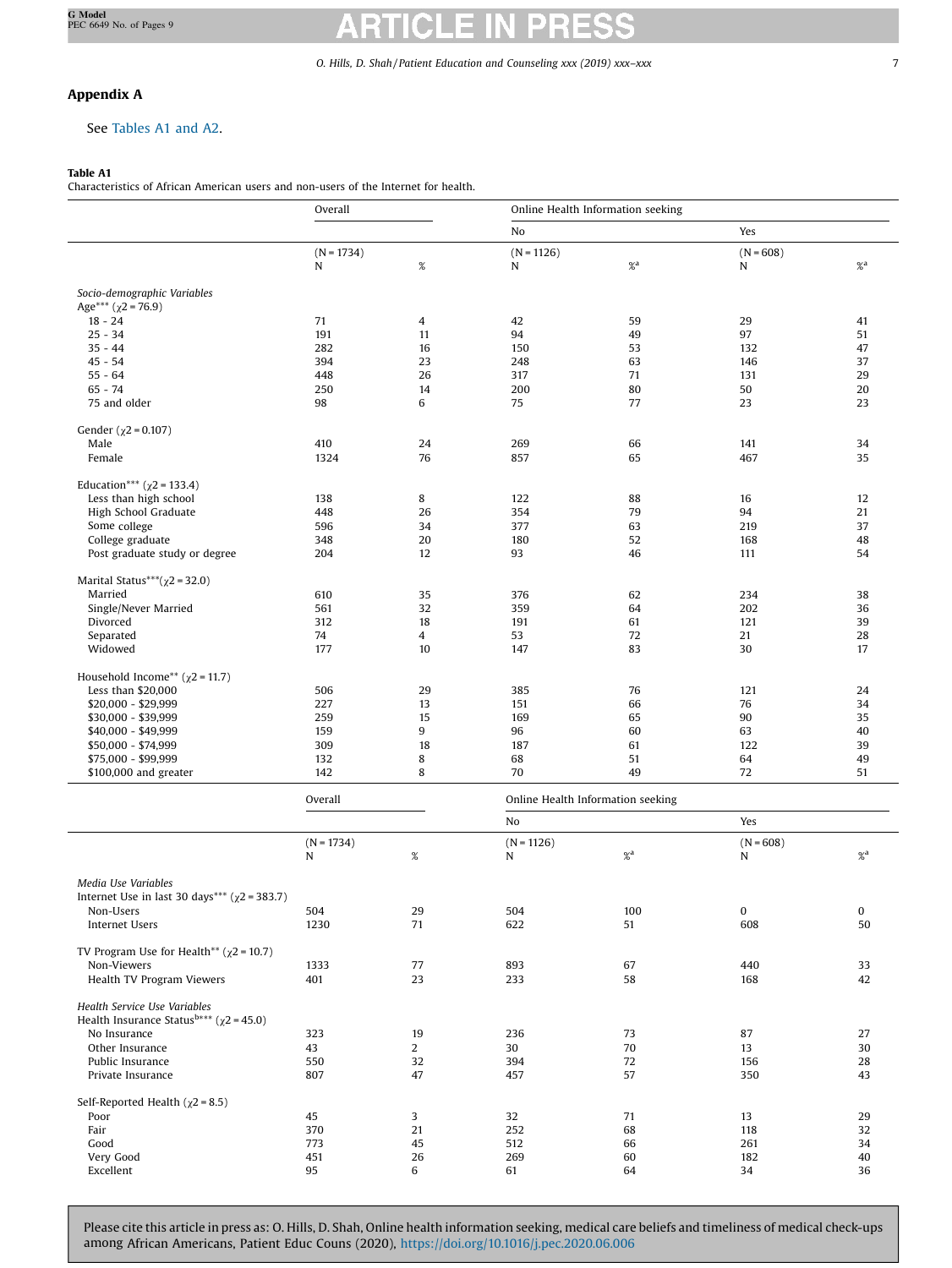## Appendix A

See Tables A1 and A2.

**Table A1**
Characteristics of African American users and non-users of the Internet for health.

| | Overall | | Online Health Information seeking | | | |
|---|---|---|---|---|---|---|
| | | | No | | Yes | |
| | (N = 1734) | | (N = 1126) | | (N = 608) | |
| | N | % | N | %[a] | N | %[a] |
| *Socio-demographic Variables* | | | | | | |
| Age*** ($\chi2 = 76.9$) | | | | | | |
| 18 - 24 | 71 | 4 | 42 | 59 | 29 | 41 |
| 25 - 34 | 191 | 11 | 94 | 49 | 97 | 51 |
| 35 - 44 | 282 | 16 | 150 | 53 | 132 | 47 |
| 45 - 54 | 394 | 23 | 248 | 63 | 146 | 37 |
| 55 - 64 | 448 | 26 | 317 | 71 | 131 | 29 |
| 65 - 74 | 250 | 14 | 200 | 80 | 50 | 20 |
| 75 and older | 98 | 6 | 75 | 77 | 23 | 23 |
| Gender ($\chi2 = 0.107$) | | | | | | |
| Male | 410 | 24 | 269 | 66 | 141 | 34 |
| Female | 1324 | 76 | 857 | 65 | 467 | 35 |
| Education*** ($\chi2 = 133.4$) | | | | | | |
| Less than high school | 138 | 8 | 122 | 88 | 16 | 12 |
| High School Graduate | 448 | 26 | 354 | 79 | 94 | 21 |
| Some college | 596 | 34 | 377 | 63 | 219 | 37 |
| College graduate | 348 | 20 | 180 | 52 | 168 | 48 |
| Post graduate study or degree | 204 | 12 | 93 | 46 | 111 | 54 |
| Marital Status***($\chi2 = 32.0$) | | | | | | |
| Married | 610 | 35 | 376 | 62 | 234 | 38 |
| Single/Never Married | 561 | 32 | 359 | 64 | 202 | 36 |
| Divorced | 312 | 18 | 191 | 61 | 121 | 39 |
| Separated | 74 | 4 | 53 | 72 | 21 | 28 |
| Widowed | 177 | 10 | 147 | 83 | 30 | 17 |
| Household Income** ($\chi2 = 11.7$) | | | | | | |
| Less than $20,000 | 506 | 29 | 385 | 76 | 121 | 24 |
| $20,000 - $29,999 | 227 | 13 | 151 | 66 | 76 | 34 |
| $30,000 - $39,999 | 259 | 15 | 169 | 65 | 90 | 35 |
| $40,000 - $49,999 | 159 | 9 | 96 | 60 | 63 | 40 |
| $50,000 - $74,999 | 309 | 18 | 187 | 61 | 122 | 39 |
| $75,000 - $99,999 | 132 | 8 | 68 | 51 | 64 | 49 |
| $100,000 and greater | 142 | 8 | 70 | 49 | 72 | 51 |
| *Media Use Variables* | | | | | | |
| Internet Use in last 30 days*** ($\chi2 = 383.7$) | | | | | | |
| Non-Users | 504 | 29 | 504 | 100 | 0 | 0 |
| Internet Users | 1230 | 71 | 622 | 51 | 608 | 50 |
| TV Program Use for Health** ($\chi2 = 10.7$) | | | | | | |
| Non-Viewers | 1333 | 77 | 893 | 67 | 440 | 33 |
| Health TV Program Viewers | 401 | 23 | 233 | 58 | 168 | 42 |
| *Health Service Use Variables* | | | | | | |
| Health Insurance Status[b]*** ($\chi2 = 45.0$) | | | | | | |
| No Insurance | 323 | 19 | 236 | 73 | 87 | 27 |
| Other Insurance | 43 | 2 | 30 | 70 | 13 | 30 |
| Public Insurance | 550 | 32 | 394 | 72 | 156 | 28 |
| Private Insurance | 807 | 47 | 457 | 57 | 350 | 43 |
| Self-Reported Health ($\chi2 = 8.5$) | | | | | | |
| Poor | 45 | 3 | 32 | 71 | 13 | 29 |
| Fair | 370 | 21 | 252 | 68 | 118 | 32 |
| Good | 773 | 45 | 512 | 66 | 261 | 34 |
| Very Good | 451 | 26 | 269 | 60 | 182 | 40 |
| Excellent | 95 | 6 | 61 | 64 | 34 | 36 |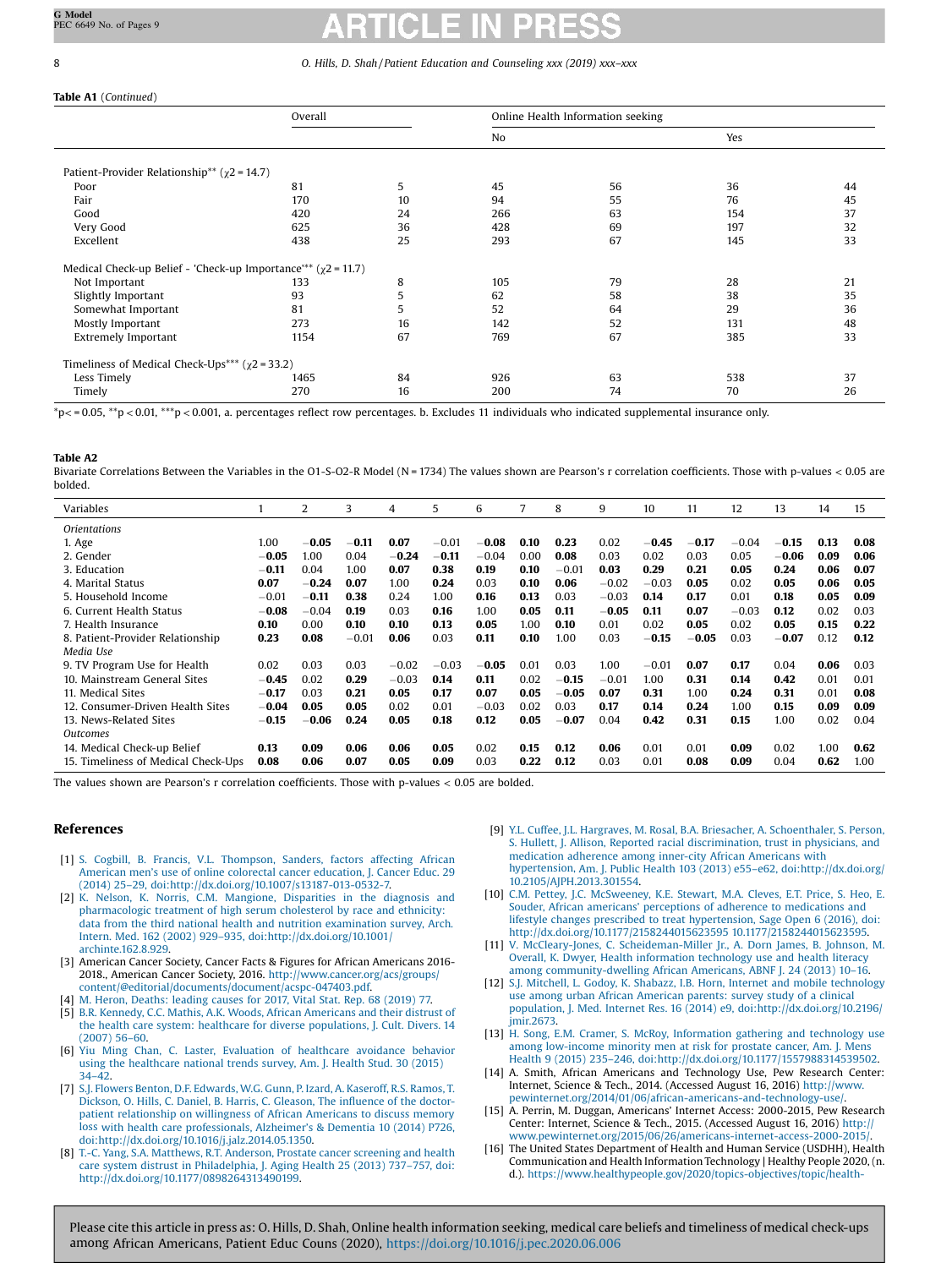**Table A1** (*Continued*)

| | Overall | | Online Health Information seeking | | | |
|---|---|---|---|---|---|---|
| | | | No | | Yes | |
| Patient-Provider Relationship** ($\chi 2 = 14.7$) | | | | | | |
| Poor | 81 | 5 | 45 | 56 | 36 | 44 |
| Fair | 170 | 10 | 94 | 55 | 76 | 45 |
| Good | 420 | 24 | 266 | 63 | 154 | 37 |
| Very Good | 625 | 36 | 428 | 69 | 197 | 32 |
| Excellent | 438 | 25 | 293 | 67 | 145 | 33 |
| Medical Check-up Belief - 'Check-up Importance'** ($\chi 2 = 11.7$) | | | | | | |
| Not Important | 133 | 8 | 105 | 79 | 28 | 21 |
| Slightly Important | 93 | 5 | 62 | 58 | 38 | 35 |
| Somewhat Important | 81 | 5 | 52 | 64 | 29 | 36 |
| Mostly Important | 273 | 16 | 142 | 52 | 131 | 48 |
| Extremely Important | 1154 | 67 | 769 | 67 | 385 | 33 |
| Timeliness of Medical Check-Ups*** ($\chi 2 = 33.2$) | | | | | | |
| Less Timely | 1465 | 84 | 926 | 63 | 538 | 37 |
| Timely | 270 | 16 | 200 | 74 | 70 | 26 |

*p< = 0.05, **p < 0.01, ***p < 0.001, a. percentages reflect row percentages. b. Excludes 11 individuals who indicated supplemental insurance only.

**Table A2**

Bivariate Correlations Between the Variables in the O1-S-O2-R Model (N = 1734) The values shown are Pearson's r correlation coefficients. Those with p-values < 0.05 are bolded.

| Variables | 1 | 2 | 3 | 4 | 5 | 6 | 7 | 8 | 9 | 10 | 11 | 12 | 13 | 14 | 15 |
|---|---|---|---|---|---|---|---|---|---|---|---|---|---|---|---|
| *Orientations* | | | | | | | | | | | | | | | |
| 1. Age | 1.00 | **−0.05** | **−0.11** | **0.07** | −0.01 | **−0.08** | **0.10** | **0.23** | 0.02 | **−0.45** | **−0.17** | −0.04 | **−0.15** | **0.13** | **0.08** |
| 2. Gender | **−0.05** | 1.00 | 0.04 | **−0.24** | **−0.11** | −0.04 | 0.00 | **0.08** | 0.03 | 0.02 | 0.03 | 0.05 | **−0.06** | **0.09** | **0.06** |
| 3. Education | **−0.11** | 0.04 | 1.00 | **0.07** | **0.38** | **0.19** | **0.10** | −0.01 | **0.03** | **0.29** | **0.21** | **0.05** | **0.24** | **0.06** | **0.07** |
| 4. Marital Status | **0.07** | **−0.24** | **0.07** | 1.00 | **0.24** | 0.03 | **0.10** | **0.06** | −0.02 | −0.03 | **0.05** | 0.02 | **0.05** | **0.06** | **0.05** |
| 5. Household Income | −0.01 | **−0.11** | **0.38** | 0.24 | 1.00 | **0.16** | **0.13** | 0.03 | −0.03 | **0.14** | **0.17** | 0.01 | **0.18** | **0.05** | **0.09** |
| 6. Current Health Status | **−0.08** | −0.04 | **0.19** | 0.03 | **0.16** | 1.00 | **0.05** | **0.11** | **−0.05** | **0.11** | **0.07** | −0.03 | **0.12** | 0.02 | 0.03 |
| 7. Health Insurance | **0.10** | 0.00 | **0.10** | **0.10** | **0.13** | **0.05** | 1.00 | **0.10** | 0.01 | 0.02 | **0.05** | 0.02 | **0.05** | **0.15** | **0.22** |
| 8. Patient-Provider Relationship | **0.23** | **0.08** | −0.01 | **0.06** | 0.03 | **0.11** | **0.10** | 1.00 | 0.03 | **−0.15** | **−0.05** | 0.03 | **−0.07** | 0.12 | **0.12** |
| *Media Use* | | | | | | | | | | | | | | | |
| 9. TV Program Use for Health | 0.02 | 0.03 | 0.03 | −0.02 | −0.03 | **−0.05** | 0.01 | 0.03 | 1.00 | −0.01 | **0.07** | **0.17** | 0.04 | **0.06** | 0.03 |
| 10. Mainstream General Sites | **−0.45** | 0.02 | **0.29** | −0.03 | **0.14** | **0.11** | 0.02 | **−0.15** | −0.01 | 1.00 | **0.31** | **0.14** | **0.42** | 0.01 | 0.01 |
| 11. Medical Sites | **−0.17** | 0.03 | **0.21** | **0.05** | **0.17** | **0.07** | **0.05** | **−0.05** | **0.07** | **0.31** | 1.00 | **0.24** | **0.31** | 0.01 | **0.08** |
| 12. Consumer-Driven Health Sites | **−0.04** | **0.05** | **0.05** | 0.02 | 0.01 | −0.03 | 0.02 | 0.03 | **0.17** | **0.14** | **0.24** | 1.00 | **0.15** | **0.09** | **0.09** |
| 13. News-Related Sites | **−0.15** | **−0.06** | **0.24** | **0.05** | **0.18** | **0.12** | **0.05** | **−0.07** | 0.04 | **0.42** | **0.31** | **0.15** | 1.00 | 0.02 | 0.04 |
| *Outcomes* | | | | | | | | | | | | | | | |
| 14. Medical Check-up Belief | **0.13** | **0.09** | **0.06** | **0.06** | **0.05** | 0.02 | **0.15** | **0.12** | **0.06** | 0.01 | 0.01 | **0.09** | 0.02 | 1.00 | **0.62** |
| 15. Timeliness of Medical Check-Ups | **0.08** | **0.06** | **0.07** | **0.05** | **0.09** | 0.03 | **0.22** | **0.12** | 0.03 | 0.01 | **0.08** | **0.09** | 0.04 | **0.62** | 1.00 |

The values shown are Pearson's r correlation coefficients. Those with p-values < 0.05 are bolded.

## References

[1] S. Cogbill, B. Francis, V.L. Thompson, Sanders, factors affecting African American men's use of online colorectal cancer education, J. Cancer Educ. 29 (2014) 25–29, doi:http://dx.doi.org/10.1007/s13187-013-0532-7.

[2] K. Nelson, K. Norris, C.M. Mangione, Disparities in the diagnosis and pharmacologic treatment of high serum cholesterol by race and ethnicity: data from the third national health and nutrition examination survey, Arch. Intern. Med. 162 (2002) 929–935, doi:http://dx.doi.org/10.1001/archinte.162.8.929.

[3] American Cancer Society, Cancer Facts & Figures for African Americans 2016-2018., American Cancer Society, 2016. http://www.cancer.org/acs/groups/content/@editorial/documents/document/acspc-047403.pdf.

[4] M. Heron, Deaths: leading causes for 2017, Vital Stat. Rep. 68 (2019) 77.

[5] B.R. Kennedy, C.C. Mathis, A.K. Woods, African Americans and their distrust of the health care system: healthcare for diverse populations, J. Cult. Divers. 14 (2007) 56–60.

[6] Yiu Ming Chan, C. Laster, Evaluation of healthcare avoidance behavior using the healthcare national trends survey, Am. J. Health Stud. 30 (2015) 34–42.

[7] S.J. Flowers Benton, D.F. Edwards, W.G. Gunn, P. Izard, A. Kaseroff, R.S. Ramos, T. Dickson, O. Hills, C. Daniel, B. Harris, C. Gleason, The influence of the doctor-patient relationship on willingness of African Americans to discuss memory loss with health care professionals, Alzheimer's & Dementia 10 (2014) P726, doi:http://dx.doi.org/10.1016/j.jalz.2014.05.1350.

[8] T.-C. Yang, S.A. Matthews, R.T. Anderson, Prostate cancer screening and health care system distrust in Philadelphia, J. Aging Health 25 (2013) 737–757, doi:http://dx.doi.org/10.1177/0898264313490199.

[9] Y.L. Cuffee, J.L. Hargraves, M. Rosal, B.A. Briesacher, A. Schoenthaler, S. Person, S. Hullett, J. Allison, Reported racial discrimination, trust in physicians, and medication adherence among inner-city African Americans with hypertension, Am. J. Public Health 103 (2013) e55–e62, doi:http://dx.doi.org/10.2105/AJPH.2013.301554.

[10] C.M. Pettey, J.C. McSweeney, K.E. Stewart, M.A. Cleves, E.T. Price, S. Heo, E. Souder, African americans' perceptions of adherence to medications and lifestyle changes prescribed to treat hypertension, Sage Open 6 (2016), doi:http://dx.doi.org/10.1177/2158244015623595 10.1177/2158244015623595.

[11] V. McCleary-Jones, C. Scheideman-Miller Jr., A. Dorn James, B. Johnson, M. Overall, K. Dwyer, Health information technology use and health literacy among community-dwelling African Americans, ABNF J. 24 (2013) 10–16.

[12] S.J. Mitchell, L. Godoy, K. Shabazz, I.B. Horn, Internet and mobile technology use among urban African American parents: survey study of a clinical population, J. Med. Internet Res. 16 (2014) e9, doi:http://dx.doi.org/10.2196/jmir.2673.

[13] H. Song, E.M. Cramer, S. McRoy, Information gathering and technology use among low-income minority men at risk for prostate cancer, Am. J. Mens Health 9 (2015) 235–246, doi:http://dx.doi.org/10.1177/1557988314539502.

[14] A. Smith, African Americans and Technology Use, Pew Research Center: Internet, Science & Tech., 2014. (Accessed August 16, 2016) http://www.pewinternet.org/2014/01/06/african-americans-and-technology-use/.

[15] A. Perrin, M. Duggan, Americans' Internet Access: 2000-2015, Pew Research Center: Internet, Science & Tech., 2015. (Accessed August 16, 2016) http://www.pewinternet.org/2015/06/26/americans-internet-access-2000-2015/.

[16] The United States Department of Health and Human Service (USDHH), Health Communication and Health Information Technology | Healthy People 2020, (n. d.). https://www.healthypeople.gov/2020/topics-objectives/topic/health-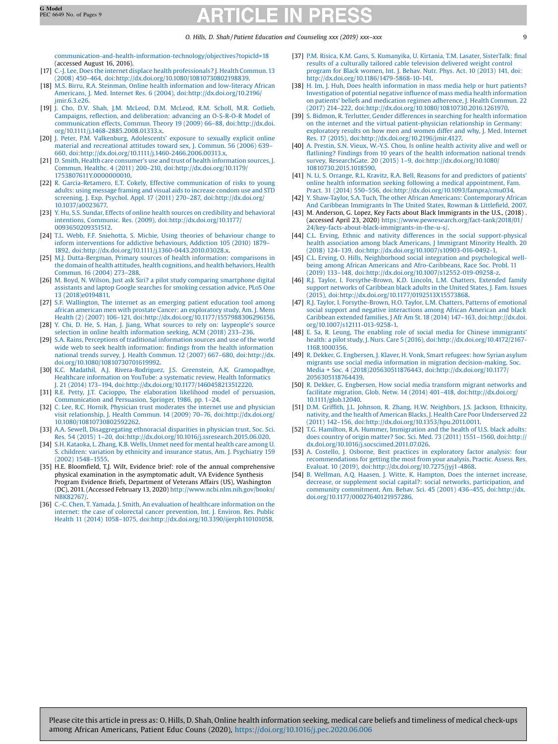communication-and-health-information-technology/objectives?topicId=18 (accessed August 16, 2016).

[17] C.-J. Lee, Does the internet displace health professionals? J. Health Commun. 13 (2008) 450–464, doi:http://dx.doi.org/10.1080/10810730802198839.

[18] M.S. Birru, R.A. Steinman, Online health information and low-literacy African Americans, J. Med. Internet Res. 6 (2004), doi:http://dx.doi.org/10.2196/jmir.6.3.e26.

[19] J. Cho, D.V. Shah, J.M. McLeod, D.M. McLeod, R.M. Scholl, M.R. Gotlieb, Campaigns, reflection, and deliberation: advancing an O-S-R-O-R Model of communication effects, Commun. Theory 19 (2009) 66–88, doi:http://dx.doi.org/10.1111/j.1468-2885.2008.01333.x.

[20] J. Peter, P.M. Valkenburg, Adolescents' exposure to sexually explicit online material and recreational attitudes toward sex, J. Commun. 56 (2006) 639–660, doi:http://dx.doi.org/10.1111/j.1460-2466.2006.00313.x.

[21] D. Smith, Health care consumer's use and trust of health information sources, J. Commun. Healthc. 4 (2011) 200–210, doi:http://dx.doi.org/10.1179/1753807611Y.0000000010.

[22] R. Garcia-Retamero, E.T. Cokely, Effective communication of risks to young adults: using message framing and visual aids to increase condom use and STD screening, J. Exp. Psychol. Appl. 17 (2011) 270–287, doi:http://dx.doi.org/10.1037/a0023677.

[23] Y. Hu, S.S. Sundar, Effects of online health sources on credibility and behavioral intentions, Communic. Res. (2009), doi:http://dx.doi.org/10.1177/0093650209351512.

[24] T.L. Webb, F.F. Sniehotta, S. Michie, Using theories of behaviour change to inform interventions for addictive behaviours, Addiction 105 (2010) 1879–1892, doi:http://dx.doi.org/10.1111/j.1360-0443.2010.03028.x.

[25] M.J. Dutta-Bergman, Primary sources of health information: comparisons in the domain of health attitudes, health cognitions, and health behaviors, Health Commun. 16 (2004) 273–288.

[26] M. Boyd, N. Wilson, Just ask Siri? a pilot study comparing smartphone digital assistants and laptop Google searches for smoking cessation advice, PLoS One 13 (2018)e0194811.

[27] S.F. Wallington, The internet as an emerging patient education tool among african american men with prostate Cancer: an exploratory study, Am. J. Mens Health (2) (2007) 106–121, doi:http://dx.doi.org/10.1177/1557988306296156.

[28] Y. Chi, D. He, S. Han, J. Jiang, What sources to rely on: laypeople's source selection in online health information seeking, ACM (2018) 233–236.

[29] S.A. Rains, Perceptions of traditional information sources and use of the world wide web to seek health information: findings from the health information national trends survey, J. Health Commun. 12 (2007) 667–680, doi:http://dx.doi.org/10.1080/10810730701619992.

[30] K.C. Madathil, A.J. Rivera-Rodriguez, J.S. Greenstein, A.K. Gramopadhye, Healthcare information on YouTube: a systematic review, Health Informatics J. 21 (2014) 173–194, doi:http://dx.doi.org/10.1177/1460458213512220.

[31] R.E. Petty, J.T. Cacioppo, The elaboration likelihood model of persuasion, Communication and Persuasion, Springer, 1986, pp. 1–24.

[32] C. Lee, R.C. Hornik, Physician trust moderates the internet use and physician visit relationship, J. Health Commun. 14 (2009) 70–76, doi:http://dx.doi.org/10.1080/10810730802592262.

[33] A.A. Sewell, Disaggregating ethnoracial disparities in physician trust, Soc. Sci. Res. 54 (2015) 1–20, doi:http://dx.doi.org/10.1016/j.ssresearch.2015.06.020.

[34] S.H. Kataoka, L. Zhang, K.B. Wells, Unmet need for mental health care among U.S. children: variation by ethnicity and insurance status, Am. J. Psychiatry 159 (2002) 1548–1555.

[35] H.E. Bloomfield, T.J. Wilt, Evidence brief: role of the annual comprehensive physical examination in the asymptomatic adult, VA Evidence Synthesis Program Evidence Briefs, Department of Veterans Affairs (US), Washington (DC), 2011. (Accessed February 13, 2020) http://www.ncbi.nlm.nih.gov/books/NBK82767/.

[36] C.-C. Chen, T. Yamada, J. Smith, An evaluation of healthcare information on the internet: the case of colorectal cancer prevention, Int. J. Environ. Res. Public Health 11 (2014) 1058–1075, doi:http://dx.doi.org/10.3390/ijerph110101058.

[37] P.M. Risica, K.M. Gans, S. Kumanyika, U. Kirtania, T.M. Lasater, SisterTalk: final results of a culturally tailored cable television delivered weight control program for Black women, Int. J. Behav. Nutr. Phys. Act. 10 (2013) 141, doi:http://dx.doi.org/10.1186/1479-5868-10-141.

[38] H. Im, J. Huh, Does health information in mass media help or hurt patients? Investigation of potential negative influence of mass media health information on patients' beliefs and medication regimen adherence, J. Health Commun. 22 (2017) 214–222, doi:http://dx.doi.org/10.1080/10810730.2016.1261970.

[39] S. Bidmon, R. Terlutter, Gender differences in searching for health information on the internet and the virtual patient-physician relationship in Germany: exploratory results on how men and women differ and why, J. Med. Internet Res. 17 (2015), doi:http://dx.doi.org/10.2196/jmir.4127.

[40] A. Prestin, S.N. Vieux, W.-Y.S. Chou, Is online health activity alive and well or flatlining? Findings from 10 years of the health information national trends survey, ResearchGate. 20 (2015) 1–9, doi:http://dx.doi.org/10.1080/10810730.2015.1018590.

[41] N. Li, S. Orrange, R.L. Kravitz, R.A. Bell, Reasons for and predictors of patients' online health information seeking following a medical appointment, Fam. Pract. 31 (2014) 550–556, doi:http://dx.doi.org/10.1093/fampra/cmu034.

[42] Y. Shaw-Taylor, S.A. Tuch, The other African Americans: Contemporary African And Caribbean Immigrants In The United States, Rowman & Littlefield, 2007.

[43] M. Anderson, G. Lopez, Key Facts about Black Immigrants in the U.S., (2018). (accessed April 23, 2020) https://www.pewresearch.org/fact-tank/2018/01/24/key-facts-about-black-immigrants-in-the-u-s/.

[44] C.L. Erving, Ethnic and nativity differences in the social support-physical health association among black Americans, J Immigrant Minority Health. 20 (2018) 124–139, doi:http://dx.doi.org/10.1007/s10903-016-0492-1.

[45] C.L. Erving, O. Hills, Neighborhood social integration and psychological well-being among African Americans and Afro-Caribbeans, Race Soc. Probl. 11 (2019) 133–148, doi:http://dx.doi.org/10.1007/s12552-019-09258-z.

[46] R.J. Taylor, I. Forsythe-Brown, K.D. Lincoln, L.M. Chatters, Extended family support networks of Caribbean black adults in the United States, J. Fam. Issues (2015), doi:http://dx.doi.org/10.1177/0192513X15573868.

[47] R.J. Taylor, I. Forsythe-Brown, H.O. Taylor, L.M. Chatters, Patterns of emotional social support and negative interactions among African American and black Caribbean extended families, J Afr Am St. 18 (2014) 147–163, doi:http://dx.doi.org/10.1007/s12111-013-9258-1.

[48] E. Sa, R. Leung, The enabling role of social media for Chinese immigrants' health: a pilot study, J. Nurs. Care 5 (2016), doi:http://dx.doi.org/10.4172/2167-1168.1000356.

[49] R. Dekker, G. Engbersen, J. Klaver, H. Vonk, Smart refugees: how Syrian asylum migrants use social media information in migration decision-making, Soc. Media + Soc. 4 (2018)205630511876443, doi:http://dx.doi.org/10.1177/2056305118764439.

[50] R. Dekker, G. Engbersen, How social media transform migrant networks and facilitate migration, Glob. Netw. 14 (2014) 401–418, doi:http://dx.doi.org/10.1111/glob.12040.

[51] D.M. Griffith, J.L. Johnson, R. Zhang, H.W. Neighbors, J.S. Jackson, Ethnicity, nativity, and the health of American Blacks, J. Health Care Poor Underserved 22 (2011) 142–156, doi:http://dx.doi.org/10.1353/hpu.2011.0011.

[52] T.G. Hamilton, R.A. Hummer, Immigration and the health of U.S. black adults: does country of origin matter? Soc. Sci. Med. 73 (2011) 1551–1560, doi:http://dx.doi.org/10.1016/j.socscimed.2011.07.026.

[53] A. Costello, J. Osborne, Best practices in exploratory factor analysis: four recommendations for getting the most from your analysis, Practic. Assess. Res. Evaluat. 10 (2019), doi:http://dx.doi.org/10.7275/jyj1-4868.

[54] B. Wellman, A.Q. Haasen, J. Witte, K. Hampton, Does the internet increase, decrease, or supplement social capital?: social networks, participation, and community commitment, Am. Behav. Sci. 45 (2001) 436–455, doi:http://dx.doi.org/10.1177/00027640121957286.

Please cite this article in press as: O. Hills, D. Shah, Online health information seeking, medical care beliefs and timeliness of medical check-ups among African Americans, Patient Educ Couns (2020), https://doi.org/10.1016/j.pec.2020.06.006